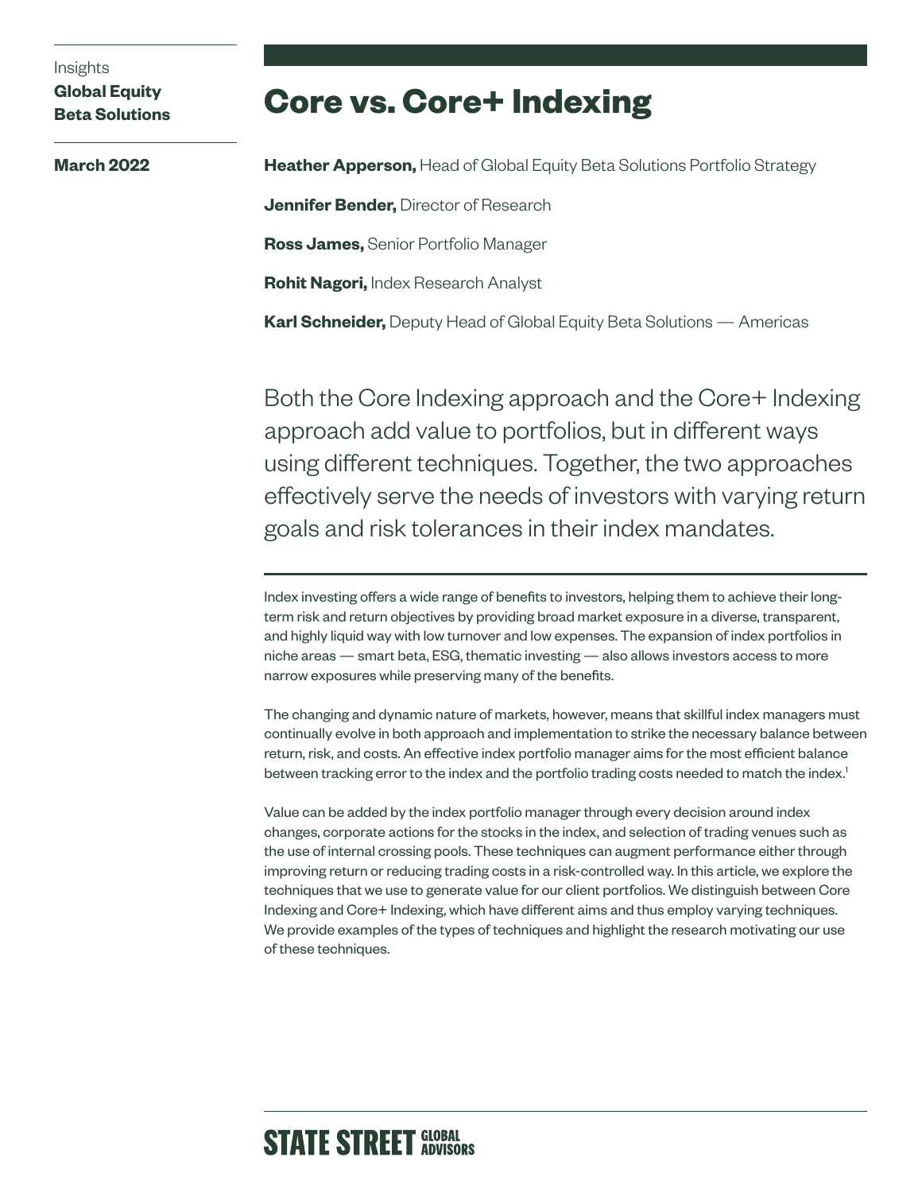Insights
**Global Equity Beta Solutions**

**March 2022**

# Core vs. Core+ Indexing

**Heather Apperson,** Head of Global Equity Beta Solutions Portfolio Strategy

**Jennifer Bender,** Director of Research

**Ross James,** Senior Portfolio Manager

**Rohit Nagori,** Index Research Analyst

**Karl Schneider,** Deputy Head of Global Equity Beta Solutions — Americas

Both the Core Indexing approach and the Core+ Indexing approach add value to portfolios, but in different ways using different techniques. Together, the two approaches effectively serve the needs of investors with varying return goals and risk tolerances in their index mandates.

Index investing offers a wide range of benefits to investors, helping them to achieve their long-term risk and return objectives by providing broad market exposure in a diverse, transparent, and highly liquid way with low turnover and low expenses. The expansion of index portfolios in niche areas — smart beta, ESG, thematic investing — also allows investors access to more narrow exposures while preserving many of the benefits.

The changing and dynamic nature of markets, however, means that skillful index managers must continually evolve in both approach and implementation to strike the necessary balance between return, risk, and costs. An effective index portfolio manager aims for the most efficient balance between tracking error to the index and the portfolio trading costs needed to match the index.[1]

Value can be added by the index portfolio manager through every decision around index changes, corporate actions for the stocks in the index, and selection of trading venues such as the use of internal crossing pools. These techniques can augment performance either through improving return or reducing trading costs in a risk-controlled way. In this article, we explore the techniques that we use to generate value for our client portfolios. We distinguish between Core Indexing and Core+ Indexing, which have different aims and thus employ varying techniques. We provide examples of the types of techniques and highlight the research motivating our use of these techniques.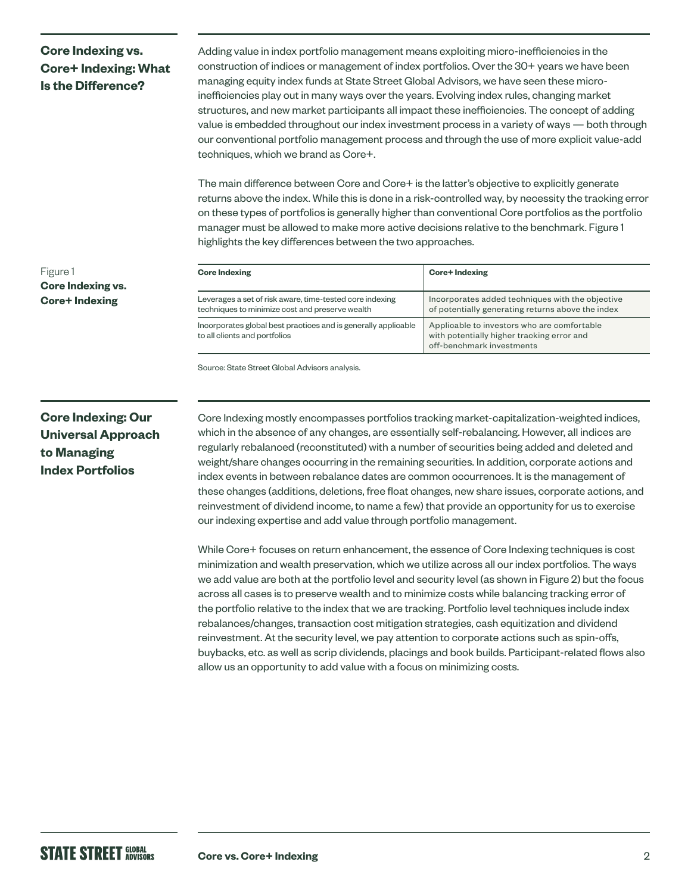## Core Indexing vs. Core+ Indexing: What Is the Difference?

Adding value in index portfolio management means exploiting micro-inefficiencies in the construction of indices or management of index portfolios. Over the 30+ years we have been managing equity index funds at State Street Global Advisors, we have seen these micro-inefficiencies play out in many ways over the years. Evolving index rules, changing market structures, and new market participants all impact these inefficiencies. The concept of adding value is embedded throughout our index investment process in a variety of ways — both through our conventional portfolio management process and through the use of more explicit value-add techniques, which we brand as Core+.

The main difference between Core and Core+ is the latter's objective to explicitly generate returns above the index. While this is done in a risk-controlled way, by necessity the tracking error on these types of portfolios is generally higher than conventional Core portfolios as the portfolio manager must be allowed to make more active decisions relative to the benchmark. Figure 1 highlights the key differences between the two approaches.

Figure 1
**Core Indexing vs. Core+ Indexing**

| Core Indexing | Core+ Indexing |
|---|---|
| Leverages a set of risk aware, time-tested core indexing techniques to minimize cost and preserve wealth | Incorporates added techniques with the objective of potentially generating returns above the index |
| Incorporates global best practices and is generally applicable to all clients and portfolios | Applicable to investors who are comfortable with potentially higher tracking error and off-benchmark investments |

Source: State Street Global Advisors analysis.

## Core Indexing: Our Universal Approach to Managing Index Portfolios

Core Indexing mostly encompasses portfolios tracking market-capitalization-weighted indices, which in the absence of any changes, are essentially self-rebalancing. However, all indices are regularly rebalanced (reconstituted) with a number of securities being added and deleted and weight/share changes occurring in the remaining securities. In addition, corporate actions and index events in between rebalance dates are common occurrences. It is the management of these changes (additions, deletions, free float changes, new share issues, corporate actions, and reinvestment of dividend income, to name a few) that provide an opportunity for us to exercise our indexing expertise and add value through portfolio management.

While Core+ focuses on return enhancement, the essence of Core Indexing techniques is cost minimization and wealth preservation, which we utilize across all our index portfolios. The ways we add value are both at the portfolio level and security level (as shown in Figure 2) but the focus across all cases is to preserve wealth and to minimize costs while balancing tracking error of the portfolio relative to the index that we are tracking. Portfolio level techniques include index rebalances/changes, transaction cost mitigation strategies, cash equitization and dividend reinvestment. At the security level, we pay attention to corporate actions such as spin-offs, buybacks, etc. as well as scrip dividends, placings and book builds. Participant-related flows also allow us an opportunity to add value with a focus on minimizing costs.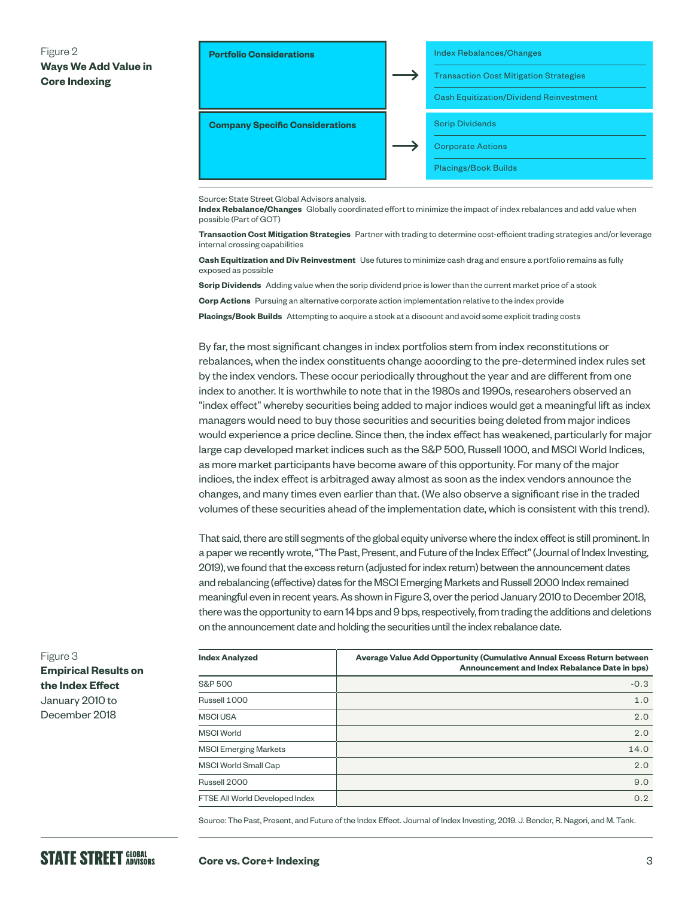Figure 2
**Ways We Add Value in Core Indexing**

| Considerations | Ways We Add Value |
|---|---|
| **Portfolio Considerations** | Index Rebalances/Changes; Transaction Cost Mitigation Strategies; Cash Equitization/Dividend Reinvestment |
| **Company Specific Considerations** | Scrip Dividends; Corporate Actions; Placings/Book Builds |

Source: State Street Global Advisors analysis.

**Index Rebalance/Changes** Globally coordinated effort to minimize the impact of index rebalances and add value when possible (Part of GOT)

**Transaction Cost Mitigation Strategies** Partner with trading to determine cost-efficient trading strategies and/or leverage internal crossing capabilities

**Cash Equitization and Div Reinvestment** Use futures to minimize cash drag and ensure a portfolio remains as fully exposed as possible

**Scrip Dividends** Adding value when the scrip dividend price is lower than the current market price of a stock

**Corp Actions** Pursuing an alternative corporate action implementation relative to the index provide

**Placings/Book Builds** Attempting to acquire a stock at a discount and avoid some explicit trading costs

By far, the most significant changes in index portfolios stem from index reconstitutions or rebalances, when the index constituents change according to the pre-determined index rules set by the index vendors. These occur periodically throughout the year and are different from one index to another. It is worthwhile to note that in the 1980s and 1990s, researchers observed an "index effect" whereby securities being added to major indices would get a meaningful lift as index managers would need to buy those securities and securities being deleted from major indices would experience a price decline. Since then, the index effect has weakened, particularly for major large cap developed market indices such as the S&P 500, Russell 1000, and MSCI World Indices, as more market participants have become aware of this opportunity. For many of the major indices, the index effect is arbitraged away almost as soon as the index vendors announce the changes, and many times even earlier than that. (We also observe a significant rise in the traded volumes of these securities ahead of the implementation date, which is consistent with this trend).

That said, there are still segments of the global equity universe where the index effect is still prominent. In a paper we recently wrote, "The Past, Present, and Future of the Index Effect" (Journal of Index Investing, 2019), we found that the excess return (adjusted for index return) between the announcement dates and rebalancing (effective) dates for the MSCI Emerging Markets and Russell 2000 Index remained meaningful even in recent years. As shown in Figure 3, over the period January 2010 to December 2018, there was the opportunity to earn 14 bps and 9 bps, respectively, from trading the additions and deletions on the announcement date and holding the securities until the index rebalance date.

Figure 3
**Empirical Results on the Index Effect**
January 2010 to December 2018

| Index Analyzed | Average Value Add Opportunity (Cumulative Annual Excess Return between Announcement and Index Rebalance Date in bps) |
|---|---:|
| S&P 500 | -0.3 |
| Russell 1000 | 1.0 |
| MSCI USA | 2.0 |
| MSCI World | 2.0 |
| MSCI Emerging Markets | 14.0 |
| MSCI World Small Cap | 2.0 |
| Russell 2000 | 9.0 |
| FTSE All World Developed Index | 0.2 |

Source: The Past, Present, and Future of the Index Effect. Journal of Index Investing, 2019. J. Bender, R. Nagori, and M. Tank.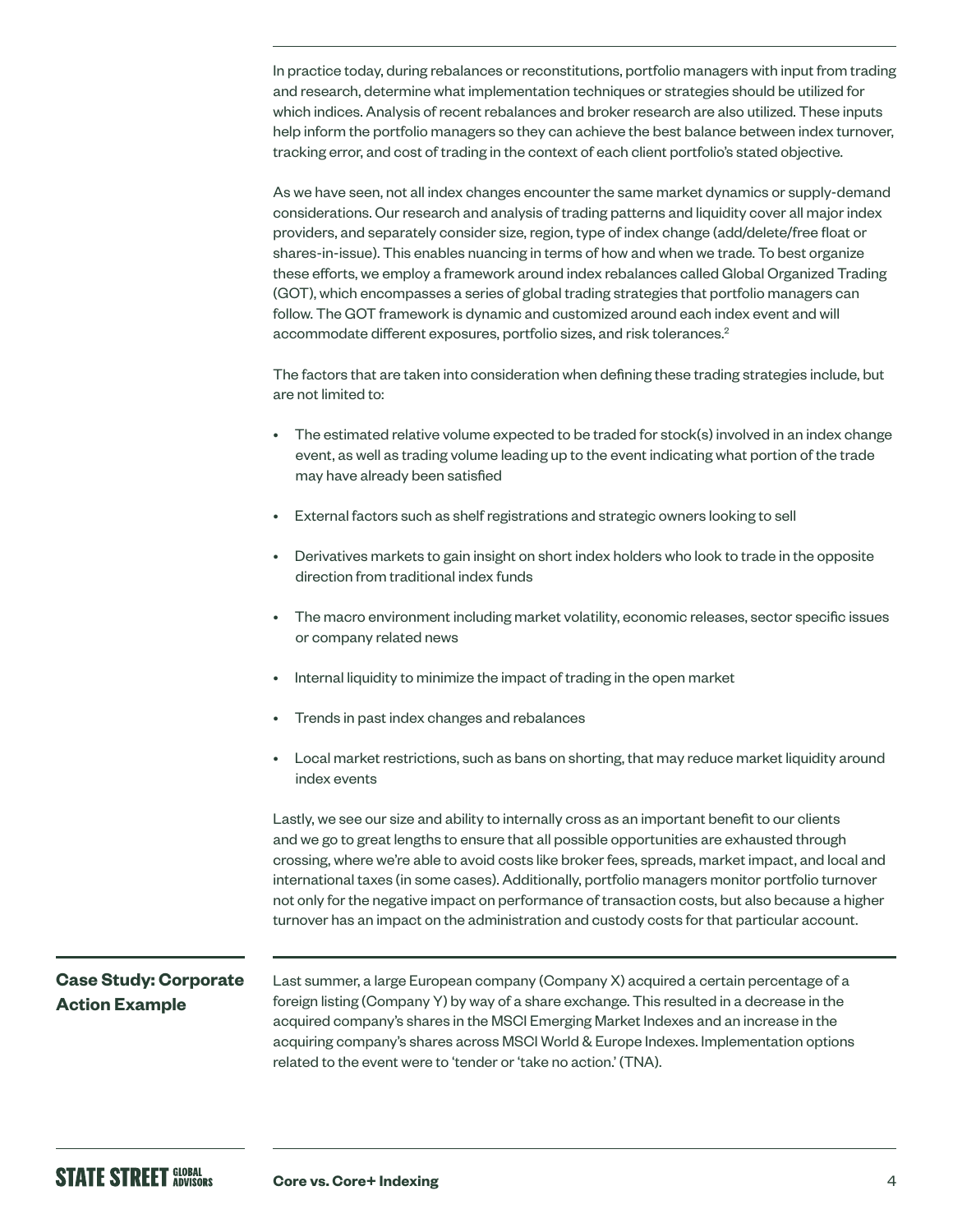In practice today, during rebalances or reconstitutions, portfolio managers with input from trading and research, determine what implementation techniques or strategies should be utilized for which indices. Analysis of recent rebalances and broker research are also utilized. These inputs help inform the portfolio managers so they can achieve the best balance between index turnover, tracking error, and cost of trading in the context of each client portfolio's stated objective.

As we have seen, not all index changes encounter the same market dynamics or supply-demand considerations. Our research and analysis of trading patterns and liquidity cover all major index providers, and separately consider size, region, type of index change (add/delete/free float or shares-in-issue). This enables nuancing in terms of how and when we trade. To best organize these efforts, we employ a framework around index rebalances called Global Organized Trading (GOT), which encompasses a series of global trading strategies that portfolio managers can follow. The GOT framework is dynamic and customized around each index event and will accommodate different exposures, portfolio sizes, and risk tolerances.[2]

The factors that are taken into consideration when defining these trading strategies include, but are not limited to:

- The estimated relative volume expected to be traded for stock(s) involved in an index change event, as well as trading volume leading up to the event indicating what portion of the trade may have already been satisfied
- External factors such as shelf registrations and strategic owners looking to sell
- Derivatives markets to gain insight on short index holders who look to trade in the opposite direction from traditional index funds
- The macro environment including market volatility, economic releases, sector specific issues or company related news
- Internal liquidity to minimize the impact of trading in the open market
- Trends in past index changes and rebalances
- Local market restrictions, such as bans on shorting, that may reduce market liquidity around index events

Lastly, we see our size and ability to internally cross as an important benefit to our clients and we go to great lengths to ensure that all possible opportunities are exhausted through crossing, where we're able to avoid costs like broker fees, spreads, market impact, and local and international taxes (in some cases). Additionally, portfolio managers monitor portfolio turnover not only for the negative impact on performance of transaction costs, but also because a higher turnover has an impact on the administration and custody costs for that particular account.

## Case Study: Corporate Action Example

Last summer, a large European company (Company X) acquired a certain percentage of a foreign listing (Company Y) by way of a share exchange. This resulted in a decrease in the acquired company's shares in the MSCI Emerging Market Indexes and an increase in the acquiring company's shares across MSCI World & Europe Indexes. Implementation options related to the event were to 'tender or 'take no action.' (TNA).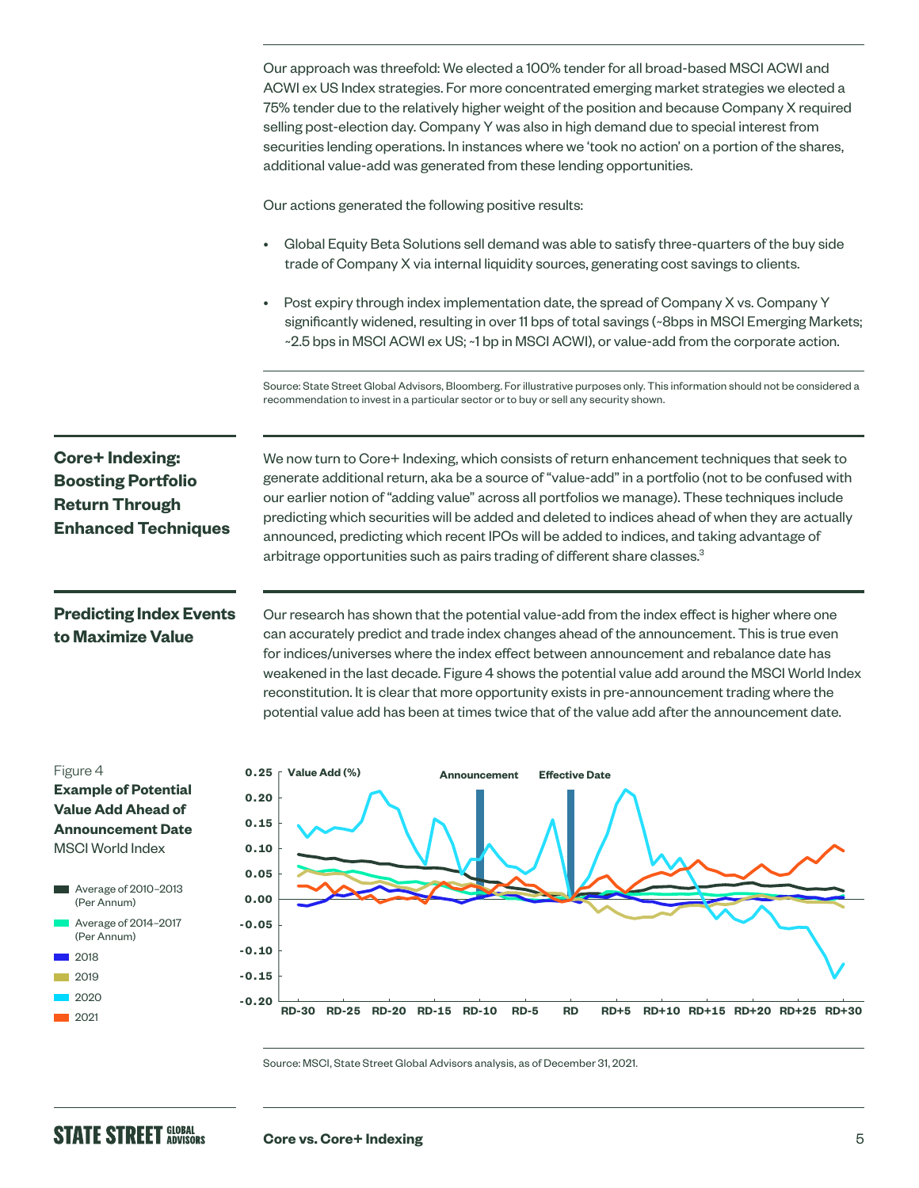Our approach was threefold: We elected a 100% tender for all broad-based MSCI ACWI and ACWI ex US Index strategies. For more concentrated emerging market strategies we elected a 75% tender due to the relatively higher weight of the position and because Company X required selling post-election day. Company Y was also in high demand due to special interest from securities lending operations. In instances where we 'took no action' on a portion of the shares, additional value-add was generated from these lending opportunities.

Our actions generated the following positive results:

- Global Equity Beta Solutions sell demand was able to satisfy three-quarters of the buy side trade of Company X via internal liquidity sources, generating cost savings to clients.
- Post expiry through index implementation date, the spread of Company X vs. Company Y significantly widened, resulting in over 11 bps of total savings (~8bps in MSCI Emerging Markets; ~2.5 bps in MSCI ACWI ex US; ~1 bp in MSCI ACWI), or value-add from the corporate action.

Source: State Street Global Advisors, Bloomberg. For illustrative purposes only. This information should not be considered a recommendation to invest in a particular sector or to buy or sell any security shown.

## Core+ Indexing: Boosting Portfolio Return Through Enhanced Techniques

We now turn to Core+ Indexing, which consists of return enhancement techniques that seek to generate additional return, aka be a source of "value-add" in a portfolio (not to be confused with our earlier notion of "adding value" across all portfolios we manage). These techniques include predicting which securities will be added and deleted to indices ahead of when they are actually announced, predicting which recent IPOs will be added to indices, and taking advantage of arbitrage opportunities such as pairs trading of different share classes.[3]

## Predicting Index Events to Maximize Value

Our research has shown that the potential value-add from the index effect is higher where one can accurately predict and trade index changes ahead of the announcement. This is true even for indices/universes where the index effect between announcement and rebalance date has weakened in the last decade. Figure 4 shows the potential value add around the MSCI World Index reconstitution. It is clear that more opportunity exists in pre-announcement trading where the potential value add has been at times twice that of the value add after the announcement date.

Figure 4
**Example of Potential Value Add Ahead of Announcement Date**
MSCI World Index

Source: MSCI, State Street Global Advisors analysis, as of December 31, 2021.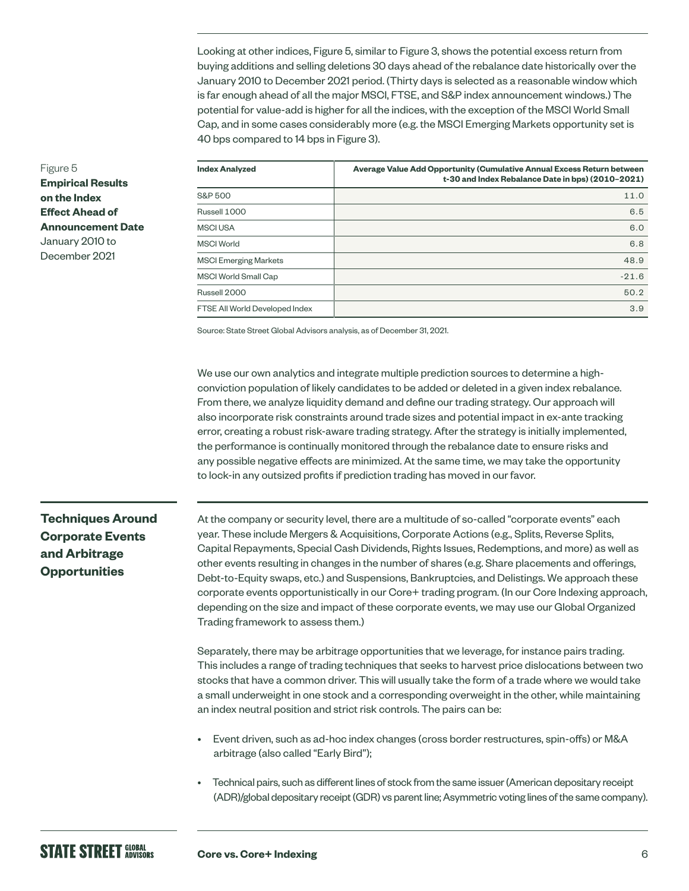Looking at other indices, Figure 5, similar to Figure 3, shows the potential excess return from buying additions and selling deletions 30 days ahead of the rebalance date historically over the January 2010 to December 2021 period. (Thirty days is selected as a reasonable window which is far enough ahead of all the major MSCI, FTSE, and S&P index announcement windows.) The potential for value-add is higher for all the indices, with the exception of the MSCI World Small Cap, and in some cases considerably more (e.g. the MSCI Emerging Markets opportunity set is 40 bps compared to 14 bps in Figure 3).

Figure 5
**Empirical Results on the Index Effect Ahead of Announcement Date**
January 2010 to December 2021

| Index Analyzed | Average Value Add Opportunity (Cumulative Annual Excess Return between t-30 and Index Rebalance Date in bps) (2010–2021) |
|---|---|
| S&P 500 | 11.0 |
| Russell 1000 | 6.5 |
| MSCI USA | 6.0 |
| MSCI World | 6.8 |
| MSCI Emerging Markets | 48.9 |
| MSCI World Small Cap | -21.6 |
| Russell 2000 | 50.2 |
| FTSE All World Developed Index | 3.9 |

Source: State Street Global Advisors analysis, as of December 31, 2021.

We use our own analytics and integrate multiple prediction sources to determine a high-conviction population of likely candidates to be added or deleted in a given index rebalance. From there, we analyze liquidity demand and define our trading strategy. Our approach will also incorporate risk constraints around trade sizes and potential impact in ex-ante tracking error, creating a robust risk-aware trading strategy. After the strategy is initially implemented, the performance is continually monitored through the rebalance date to ensure risks and any possible negative effects are minimized. At the same time, we may take the opportunity to lock-in any outsized profits if prediction trading has moved in our favor.

## Techniques Around Corporate Events and Arbitrage Opportunities

At the company or security level, there are a multitude of so-called "corporate events" each year. These include Mergers & Acquisitions, Corporate Actions (e.g., Splits, Reverse Splits, Capital Repayments, Special Cash Dividends, Rights Issues, Redemptions, and more) as well as other events resulting in changes in the number of shares (e.g. Share placements and offerings, Debt-to-Equity swaps, etc.) and Suspensions, Bankruptcies, and Delistings. We approach these corporate events opportunistically in our Core+ trading program. (In our Core Indexing approach, depending on the size and impact of these corporate events, we may use our Global Organized Trading framework to assess them.)

Separately, there may be arbitrage opportunities that we leverage, for instance pairs trading. This includes a range of trading techniques that seeks to harvest price dislocations between two stocks that have a common driver. This will usually take the form of a trade where we would take a small underweight in one stock and a corresponding overweight in the other, while maintaining an index neutral position and strict risk controls. The pairs can be:

- Event driven, such as ad-hoc index changes (cross border restructures, spin-offs) or M&A arbitrage (also called "Early Bird");
- Technical pairs, such as different lines of stock from the same issuer (American depositary receipt (ADR)/global depositary receipt (GDR) vs parent line; Asymmetric voting lines of the same company).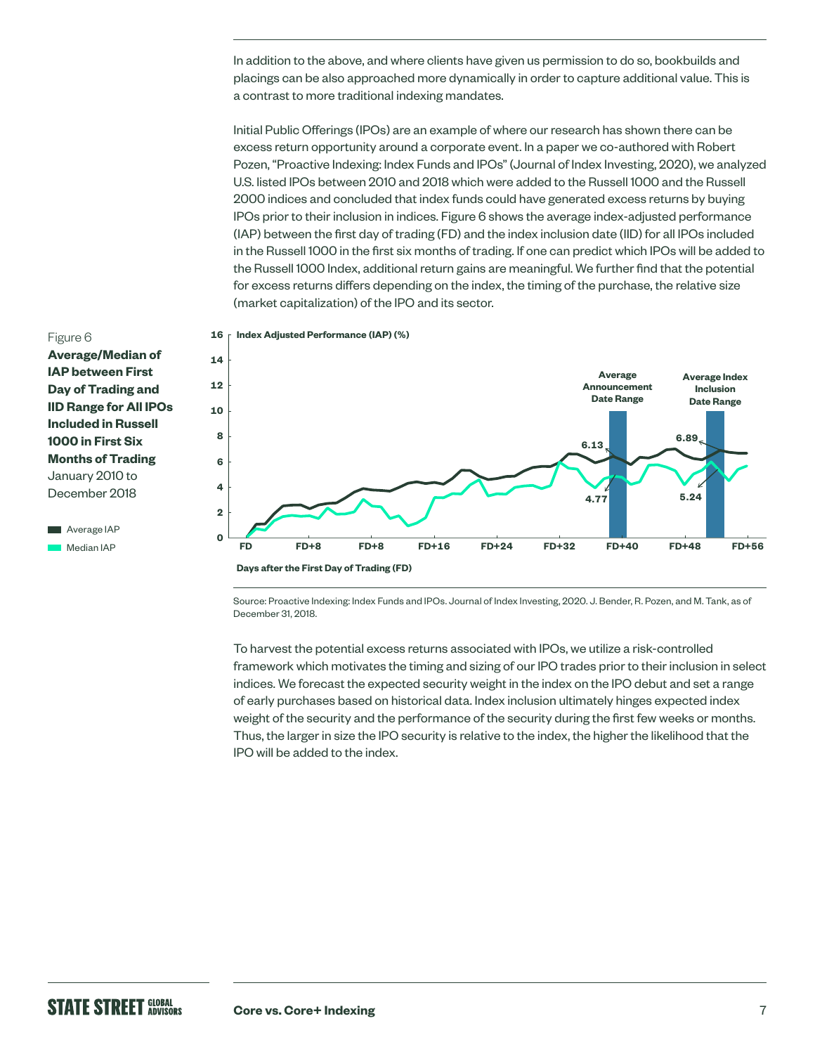In addition to the above, and where clients have given us permission to do so, bookbuilds and placings can be also approached more dynamically in order to capture additional value. This is a contrast to more traditional indexing mandates.

Initial Public Offerings (IPOs) are an example of where our research has shown there can be excess return opportunity around a corporate event. In a paper we co-authored with Robert Pozen, "Proactive Indexing: Index Funds and IPOs" (Journal of Index Investing, 2020), we analyzed U.S. listed IPOs between 2010 and 2018 which were added to the Russell 1000 and the Russell 2000 indices and concluded that index funds could have generated excess returns by buying IPOs prior to their inclusion in indices. Figure 6 shows the average index-adjusted performance (IAP) between the first day of trading (FD) and the index inclusion date (IID) for all IPOs included in the Russell 1000 in the first six months of trading. If one can predict which IPOs will be added to the Russell 1000 Index, additional return gains are meaningful. We further find that the potential for excess returns differs depending on the index, the timing of the purchase, the relative size (market capitalization) of the IPO and its sector.

Figure 6
**Average/Median of IAP between First Day of Trading and IID Range for All IPOs Included in Russell 1000 in First Six Months of Trading**
January 2010 to December 2018

Source: Proactive Indexing: Index Funds and IPOs. Journal of Index Investing, 2020. J. Bender, R. Pozen, and M. Tank, as of December 31, 2018.

To harvest the potential excess returns associated with IPOs, we utilize a risk-controlled framework which motivates the timing and sizing of our IPO trades prior to their inclusion in select indices. We forecast the expected security weight in the index on the IPO debut and set a range of early purchases based on historical data. Index inclusion ultimately hinges expected index weight of the security and the performance of the security during the first few weeks or months. Thus, the larger in size the IPO security is relative to the index, the higher the likelihood that the IPO will be added to the index.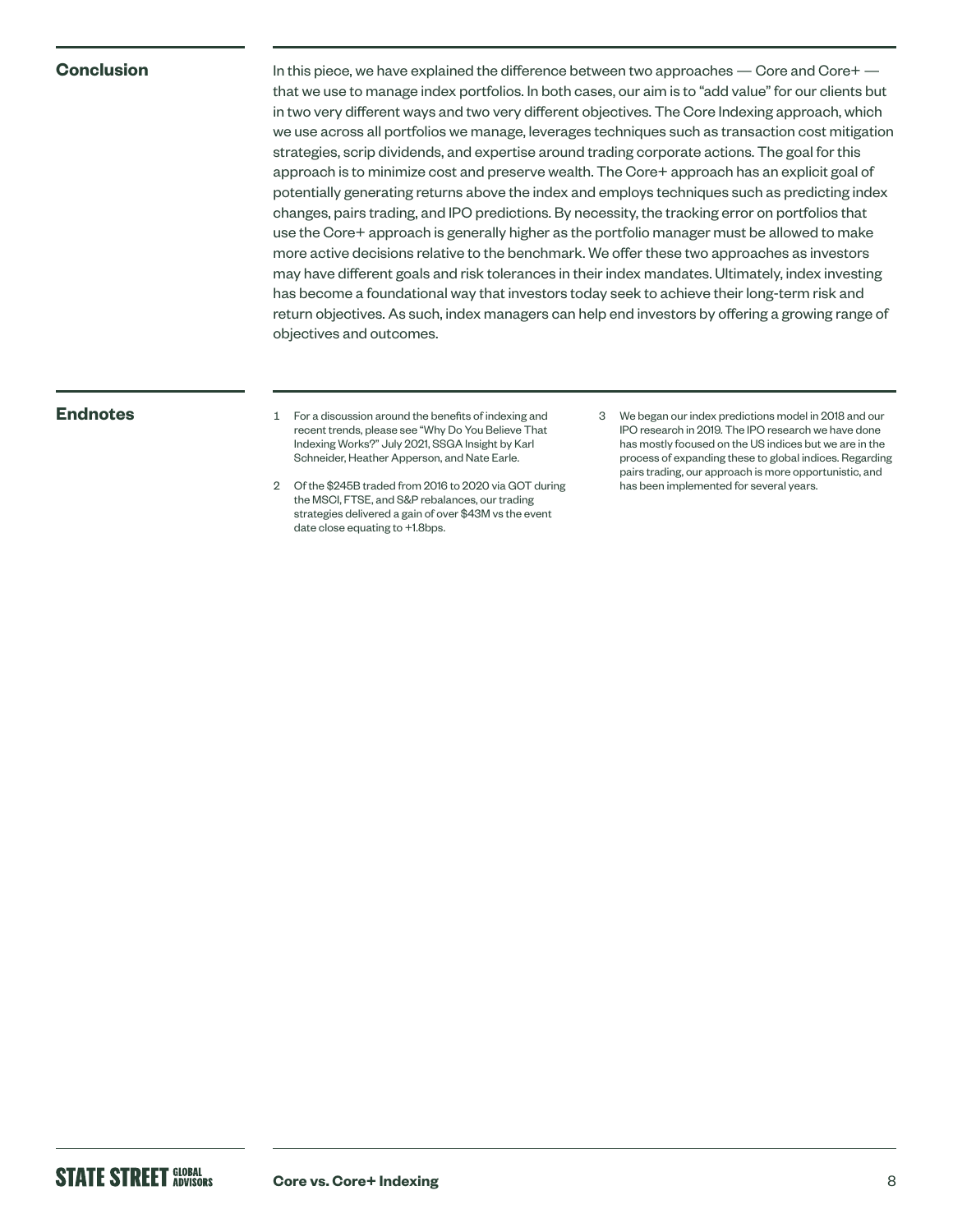## Conclusion

In this piece, we have explained the difference between two approaches — Core and Core+ — that we use to manage index portfolios. In both cases, our aim is to "add value" for our clients but in two very different ways and two very different objectives. The Core Indexing approach, which we use across all portfolios we manage, leverages techniques such as transaction cost mitigation strategies, scrip dividends, and expertise around trading corporate actions. The goal for this approach is to minimize cost and preserve wealth. The Core+ approach has an explicit goal of potentially generating returns above the index and employs techniques such as predicting index changes, pairs trading, and IPO predictions. By necessity, the tracking error on portfolios that use the Core+ approach is generally higher as the portfolio manager must be allowed to make more active decisions relative to the benchmark. We offer these two approaches as investors may have different goals and risk tolerances in their index mandates. Ultimately, index investing has become a foundational way that investors today seek to achieve their long-term risk and return objectives. As such, index managers can help end investors by offering a growing range of objectives and outcomes.

## Endnotes

1. For a discussion around the benefits of indexing and recent trends, please see "Why Do You Believe That Indexing Works?" July 2021, SSGA Insight by Karl Schneider, Heather Apperson, and Nate Earle.
2. Of the $245B traded from 2016 to 2020 via GOT during the MSCI, FTSE, and S&P rebalances, our trading strategies delivered a gain of over $43M vs the event date close equating to +1.8bps.
3. We began our index predictions model in 2018 and our IPO research in 2019. The IPO research we have done has mostly focused on the US indices but we are in the process of expanding these to global indices. Regarding pairs trading, our approach is more opportunistic, and has been implemented for several years.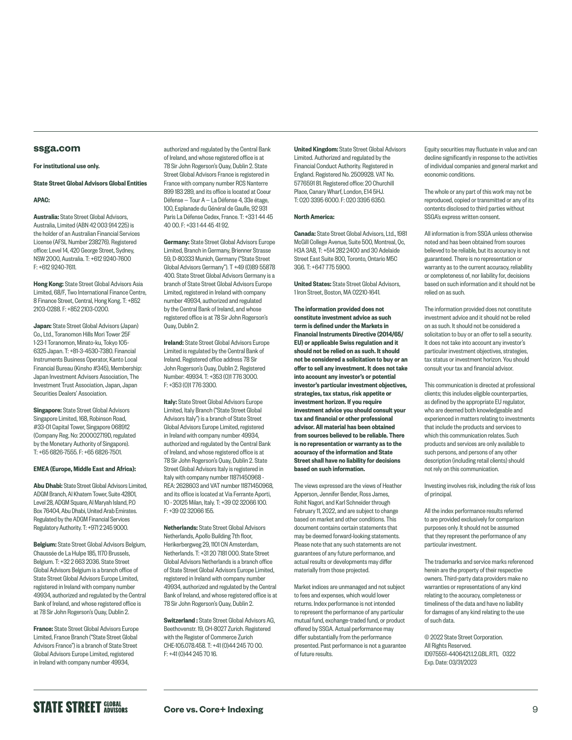**ssga.com**

**For institutional use only.**

**State Street Global Advisors Global Entities**

**APAC:**

**Australia:** State Street Global Advisors, Australia, Limited (ABN 42 003 914 225) is the holder of an Australian Financial Services License (AFSL Number 238276). Registered office: Level 14, 420 George Street, Sydney, NSW 2000, Australia. T: +612 9240-7600 F: +612 9240-7611.

**Hong Kong:** State Street Global Advisors Asia Limited, 68/F, Two International Finance Centre, 8 Finance Street, Central, Hong Kong. T: +852 2103-0288. F: +852 2103-0200.

**Japan:** State Street Global Advisors (Japan) Co., Ltd., Toranomon Hills Mori Tower 25F 1-23-1 Toranomon, Minato-ku, Tokyo 105-6325 Japan. T: +81-3-4530-7380. Financial Instruments Business Operator, Kanto Local Financial Bureau (Kinsho #345), Membership: Japan Investment Advisers Association, The Investment Trust Association, Japan, Japan Securities Dealers' Association.

**Singapore:** State Street Global Advisors Singapore Limited, 168, Robinson Road, #33-01 Capital Tower, Singapore 068912 (Company Reg. No: 200002719D, regulated by the Monetary Authority of Singapore). T: +65 6826-7555. F: +65 6826-7501.

**EMEA (Europe, Middle East and Africa):**

**Abu Dhabi:** State Street Global Advisors Limited, ADGM Branch, Al Khatem Tower, Suite 42801, Level 28, ADGM Square, Al Maryah Island, P.O Box 76404, Abu Dhabi, United Arab Emirates. Regulated by the ADGM Financial Services Regulatory Authority. T: +971 2 245 9000.

**Belgium:** State Street Global Advisors Belgium, Chaussée de La Hulpe 185, 1170 Brussels, Belgium. T: +32 2 663 2036. State Street Global Advisors Belgium is a branch office of State Street Global Advisors Europe Limited, registered in Ireland with company number 49934, authorized and regulated by the Central Bank of Ireland, and whose registered office is at 78 Sir John Rogerson's Quay, Dublin 2.

**France:** State Street Global Advisors Europe Limited, France Branch ("State Street Global Advisors France") is a branch of State Street Global Advisors Europe Limited, registered in Ireland with company number 49934, authorized and regulated by the Central Bank of Ireland, and whose registered office is at 78 Sir John Rogerson's Quay, Dublin 2. State Street Global Advisors France is registered in France with company number RCS Nanterre 899 183 289, and its office is located at Coeur Défense — Tour A — La Défense 4, 33e étage, 100, Esplanade du Général de Gaulle, 92 931 Paris La Défense Cedex, France. T: +33 1 44 45 40 00. F: +33 1 44 45 41 92.

**Germany:** State Street Global Advisors Europe Limited, Branch in Germany, Brienner Strasse 59, D-80333 Munich, Germany ("State Street Global Advisors Germany"). T +49 (0)89 55878 400. State Street Global Advisors Germany is a branch of State Street Global Advisors Europe Limited, registered in Ireland with company number 49934, authorized and regulated by the Central Bank of Ireland, and whose registered office is at 78 Sir John Rogerson's Quay, Dublin 2.

**Ireland:** State Street Global Advisors Europe Limited is regulated by the Central Bank of Ireland. Registered office address 78 Sir John Rogerson's Quay, Dublin 2. Registered Number: 49934. T: +353 (0)1 776 3000. F: +353 (0)1 776 3300.

**Italy:** State Street Global Advisors Europe Limited, Italy Branch ("State Street Global Advisors Italy") is a branch of State Street Global Advisors Europe Limited, registered in Ireland with company number 49934, authorized and regulated by the Central Bank of Ireland, and whose registered office is at 78 Sir John Rogerson's Quay, Dublin 2. State Street Global Advisors Italy is registered in Italy with company number 11871450968 - REA: 2628603 and VAT number 11871450968, and its office is located at Via Ferrante Aporti, 10 - 20125 Milan, Italy. T: +39 02 32066 100. F: +39 02 32066 155.

**Netherlands:** State Street Global Advisors Netherlands, Apollo Building 7th floor, Herikerbergweg 29, 1101 CN Amsterdam, Netherlands. T: +31 20 7181 000. State Street Global Advisors Netherlands is a branch office of State Street Global Advisors Europe Limited, registered in Ireland with company number 49934, authorized and regulated by the Central Bank of Ireland, and whose registered office is at 78 Sir John Rogerson's Quay, Dublin 2.

**Switzerland :** State Street Global Advisors AG, Beethovenstr. 19, CH-8027 Zurich. Registered with the Register of Commerce Zurich CHE-105.078.458. T: +41 (0)44 245 70 00. F: +41 (0)44 245 70 16.

**United Kingdom:** State Street Global Advisors Limited. Authorized and regulated by the Financial Conduct Authority. Registered in England. Registered No. 2509928. VAT No. 5776591 81. Registered office: 20 Churchill Place, Canary Wharf, London, E14 5HJ. T: 020 3395 6000. F: 020 3395 6350.

**North America:**

**Canada:** State Street Global Advisors, Ltd., 1981 McGill College Avenue, Suite 500, Montreal, Qc, H3A 3A8, T: +514 282 2400 and 30 Adelaide Street East Suite 800, Toronto, Ontario M5C 3G6. T: +647 775 5900.

**United States:** State Street Global Advisors, 1 Iron Street, Boston, MA 02210-1641.

**The information provided does not constitute investment advice as such term is defined under the Markets in Financial Instruments Directive (2014/65/EU) or applicable Swiss regulation and it should not be relied on as such. It should not be considered a solicitation to buy or an offer to sell any investment. It does not take into account any investor's or potential investor's particular investment objectives, strategies, tax status, risk appetite or investment horizon. If you require investment advice you should consult your tax and financial or other professional advisor. All material has been obtained from sources believed to be reliable. There is no representation or warranty as to the accuracy of the information and State Street shall have no liability for decisions based on such information.**

The views expressed are the views of Heather Apperson, Jennifer Bender, Ross James, Rohit Nagori, and Karl Schneider through February 11, 2022, and are subject to change based on market and other conditions. This document contains certain statements that may be deemed forward-looking statements. Please note that any such statements are not guarantees of any future performance, and actual results or developments may differ materially from those projected.

Market indices are unmanaged and not subject to fees and expenses, which would lower returns. Index performance is not intended to represent the performance of any particular mutual fund, exchange-traded fund, or product offered by SSGA. Actual performance may differ substantially from the performance presented. Past performance is not a guarantee of future results.

Equity securities may fluctuate in value and can decline significantly in response to the activities of individual companies and general market and economic conditions.

The whole or any part of this work may not be reproduced, copied or transmitted or any of its contents disclosed to third parties without SSGA's express written consent.

All information is from SSGA unless otherwise noted and has been obtained from sources believed to be reliable, but its accuracy is not guaranteed. There is no representation or warranty as to the current accuracy, reliability or completeness of, nor liability for, decisions based on such information and it should not be relied on as such.

The information provided does not constitute investment advice and it should not be relied on as such. It should not be considered a solicitation to buy or an offer to sell a security. It does not take into account any investor's particular investment objectives, strategies, tax status or investment horizon. You should consult your tax and financial advisor.

This communication is directed at professional clients; this includes eligible counterparties, as defined by the appropriate EU regulator, who are deemed both knowledgeable and experienced in matters relating to investments that include the products and services to which this communication relates. Such products and services are only available to such persons, and persons of any other description (including retail clients) should not rely on this communication.

Investing involves risk, including the risk of loss of principal.

All the index performance results referred to are provided exclusively for comparison purposes only. It should not be assumed that they represent the performance of any particular investment.

The trademarks and service marks referenced herein are the property of their respective owners. Third-party data providers make no warranties or representations of any kind relating to the accuracy, completeness or timeliness of the data and have no liability for damages of any kind relating to the use of such data.

© 2022 State Street Corporation.
All Rights Reserved.
ID975551-4406421.1.2.GBL.RTL 0322
Exp. Date: 03/31/2023